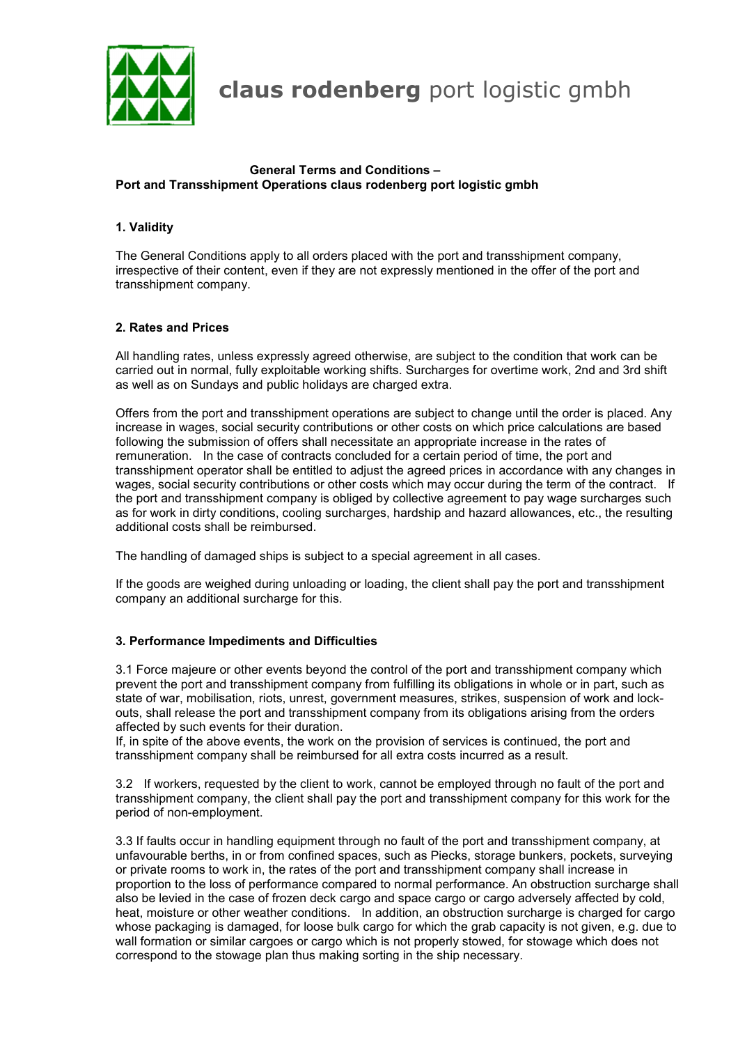**claus rodenberg** port logistic gmbh

# General Terms and Conditions – Port and Transshipment Operations claus rodenberg port logistic gmbh

## 1. Validity

The General Conditions apply to all orders placed with the port and transshipment company, irrespective of their content, even if they are not expressly mentioned in the offer of the port and transshipment company.

## 2. Rates and Prices

All handling rates, unless expressly agreed otherwise, are subject to the condition that work can be carried out in normal, fully exploitable working shifts. Surcharges for overtime work, 2nd and 3rd shift as well as on Sundays and public holidays are charged extra.

Offers from the port and transshipment operations are subject to change until the order is placed. Any increase in wages, social security contributions or other costs on which price calculations are based following the submission of offers shall necessitate an appropriate increase in the rates of remuneration. In the case of contracts concluded for a certain period of time, the port and transshipment operator shall be entitled to adjust the agreed prices in accordance with any changes in wages, social security contributions or other costs which may occur during the term of the contract. If the port and transshipment company is obliged by collective agreement to pay wage surcharges such as for work in dirty conditions, cooling surcharges, hardship and hazard allowances, etc., the resulting additional costs shall be reimbursed.

The handling of damaged ships is subject to a special agreement in all cases.

If the goods are weighed during unloading or loading, the client shall pay the port and transshipment company an additional surcharge for this.

## 3. Performance Impediments and Difficulties

3.1 Force majeure or other events beyond the control of the port and transshipment company which prevent the port and transshipment company from fulfilling its obligations in whole or in part, such as state of war, mobilisation, riots, unrest, government measures, strikes, suspension of work and lock-outs, shall release the port and transshipment company from its obligations arising from the orders affected by such events for their duration.
If, in spite of the above events, the work on the provision of services is continued, the port and transshipment company shall be reimbursed for all extra costs incurred as a result.

3.2 If workers, requested by the client to work, cannot be employed through no fault of the port and transshipment company, the client shall pay the port and transshipment company for this work for the period of non-employment.

3.3 If faults occur in handling equipment through no fault of the port and transshipment company, at unfavourable berths, in or from confined spaces, such as Piecks, storage bunkers, pockets, surveying or private rooms to work in, the rates of the port and transshipment company shall increase in proportion to the loss of performance compared to normal performance. An obstruction surcharge shall also be levied in the case of frozen deck cargo and space cargo or cargo adversely affected by cold, heat, moisture or other weather conditions. In addition, an obstruction surcharge is charged for cargo whose packaging is damaged, for loose bulk cargo for which the grab capacity is not given, e.g. due to wall formation or similar cargoes or cargo which is not properly stowed, for stowage which does not correspond to the stowage plan thus making sorting in the ship necessary.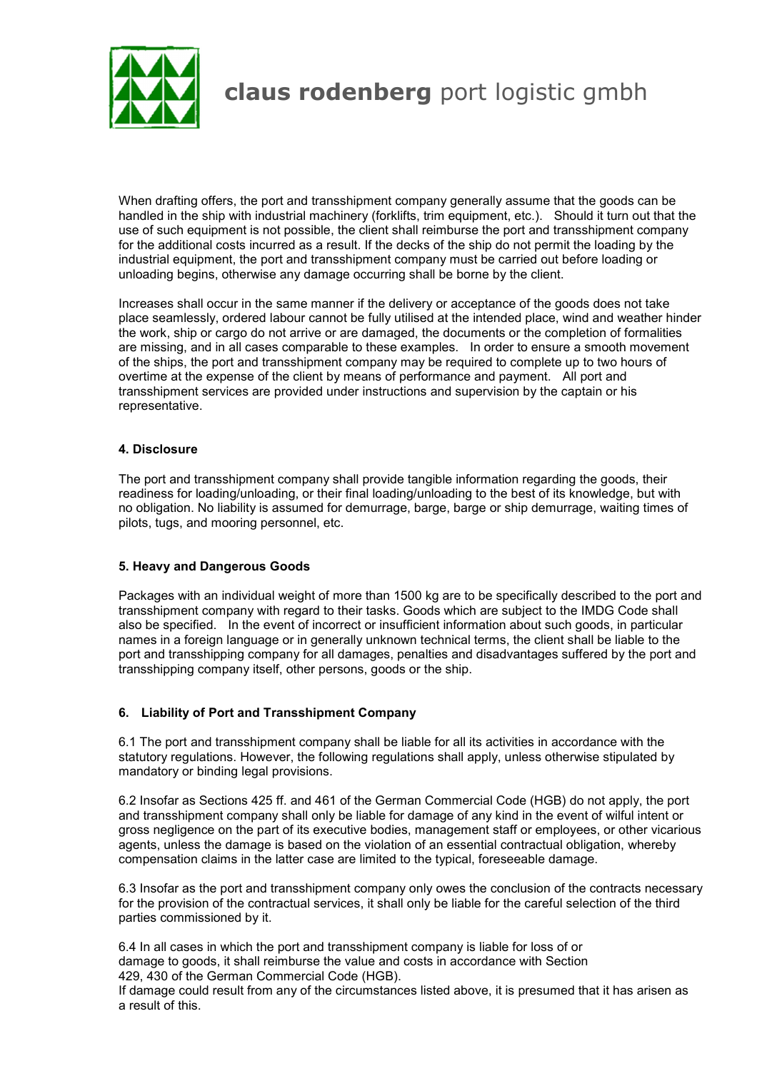When drafting offers, the port and transshipment company generally assume that the goods can be handled in the ship with industrial machinery (forklifts, trim equipment, etc.). Should it turn out that the use of such equipment is not possible, the client shall reimburse the port and transshipment company for the additional costs incurred as a result. If the decks of the ship do not permit the loading by the industrial equipment, the port and transshipment company must be carried out before loading or unloading begins, otherwise any damage occurring shall be borne by the client.

Increases shall occur in the same manner if the delivery or acceptance of the goods does not take place seamlessly, ordered labour cannot be fully utilised at the intended place, wind and weather hinder the work, ship or cargo do not arrive or are damaged, the documents or the completion of formalities are missing, and in all cases comparable to these examples. In order to ensure a smooth movement of the ships, the port and transshipment company may be required to complete up to two hours of overtime at the expense of the client by means of performance and payment. All port and transshipment services are provided under instructions and supervision by the captain or his representative.

#### 4. Disclosure

The port and transshipment company shall provide tangible information regarding the goods, their readiness for loading/unloading, or their final loading/unloading to the best of its knowledge, but with no obligation. No liability is assumed for demurrage, barge, barge or ship demurrage, waiting times of pilots, tugs, and mooring personnel, etc.

#### 5. Heavy and Dangerous Goods

Packages with an individual weight of more than 1500 kg are to be specifically described to the port and transshipment company with regard to their tasks. Goods which are subject to the IMDG Code shall also be specified. In the event of incorrect or insufficient information about such goods, in particular names in a foreign language or in generally unknown technical terms, the client shall be liable to the port and transshipping company for all damages, penalties and disadvantages suffered by the port and transshipping company itself, other persons, goods or the ship.

#### 6. Liability of Port and Transshipment Company

6.1 The port and transshipment company shall be liable for all its activities in accordance with the statutory regulations. However, the following regulations shall apply, unless otherwise stipulated by mandatory or binding legal provisions.

6.2 Insofar as Sections 425 ff. and 461 of the German Commercial Code (HGB) do not apply, the port and transshipment company shall only be liable for damage of any kind in the event of wilful intent or gross negligence on the part of its executive bodies, management staff or employees, or other vicarious agents, unless the damage is based on the violation of an essential contractual obligation, whereby compensation claims in the latter case are limited to the typical, foreseeable damage.

6.3 Insofar as the port and transshipment company only owes the conclusion of the contracts necessary for the provision of the contractual services, it shall only be liable for the careful selection of the third parties commissioned by it.

6.4 In all cases in which the port and transshipment company is liable for loss of or damage to goods, it shall reimburse the value and costs in accordance with Section 429, 430 of the German Commercial Code (HGB).
If damage could result from any of the circumstances listed above, it is presumed that it has arisen as a result of this.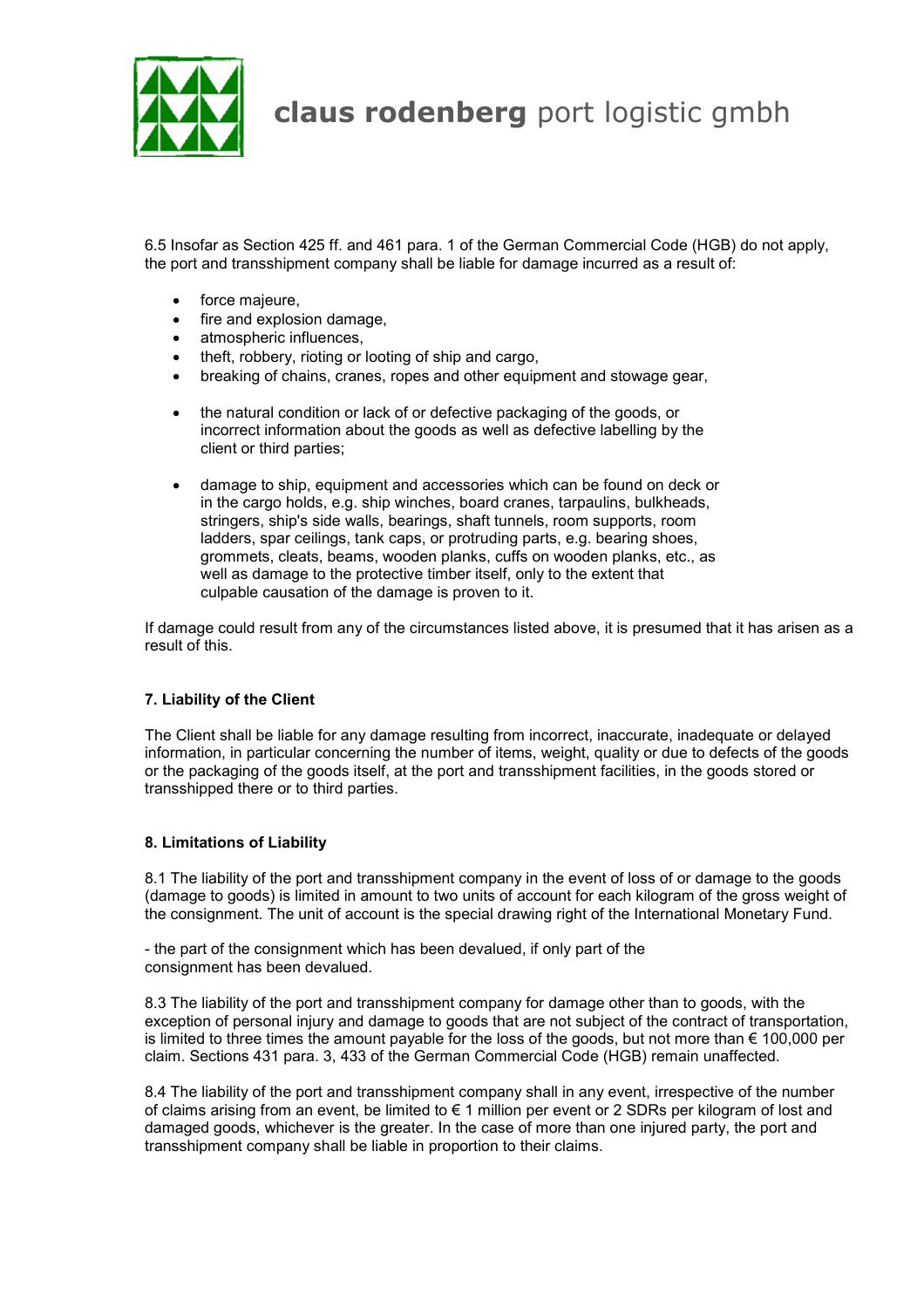6.5 Insofar as Section 425 ff. and 461 para. 1 of the German Commercial Code (HGB) do not apply, the port and transshipment company shall be liable for damage incurred as a result of:

- force majeure,
- fire and explosion damage,
- atmospheric influences,
- theft, robbery, rioting or looting of ship and cargo,
- breaking of chains, cranes, ropes and other equipment and stowage gear,
- the natural condition or lack of or defective packaging of the goods, or incorrect information about the goods as well as defective labelling by the client or third parties;
- damage to ship, equipment and accessories which can be found on deck or in the cargo holds, e.g. ship winches, board cranes, tarpaulins, bulkheads, stringers, ship's side walls, bearings, shaft tunnels, room supports, room ladders, spar ceilings, tank caps, or protruding parts, e.g. bearing shoes, grommets, cleats, beams, wooden planks, cuffs on wooden planks, etc., as well as damage to the protective timber itself, only to the extent that culpable causation of the damage is proven to it.

If damage could result from any of the circumstances listed above, it is presumed that it has arisen as a result of this.

**7. Liability of the Client**

The Client shall be liable for any damage resulting from incorrect, inaccurate, inadequate or delayed information, in particular concerning the number of items, weight, quality or due to defects of the goods or the packaging of the goods itself, at the port and transshipment facilities, in the goods stored or transshipped there or to third parties.

**8. Limitations of Liability**

8.1 The liability of the port and transshipment company in the event of loss of or damage to the goods (damage to goods) is limited in amount to two units of account for each kilogram of the gross weight of the consignment. The unit of account is the special drawing right of the International Monetary Fund.

- the part of the consignment which has been devalued, if only part of the consignment has been devalued.

8.3 The liability of the port and transshipment company for damage other than to goods, with the exception of personal injury and damage to goods that are not subject of the contract of transportation, is limited to three times the amount payable for the loss of the goods, but not more than € 100,000 per claim. Sections 431 para. 3, 433 of the German Commercial Code (HGB) remain unaffected.

8.4 The liability of the port and transshipment company shall in any event, irrespective of the number of claims arising from an event, be limited to € 1 million per event or 2 SDRs per kilogram of lost and damaged goods, whichever is the greater. In the case of more than one injured party, the port and transshipment company shall be liable in proportion to their claims.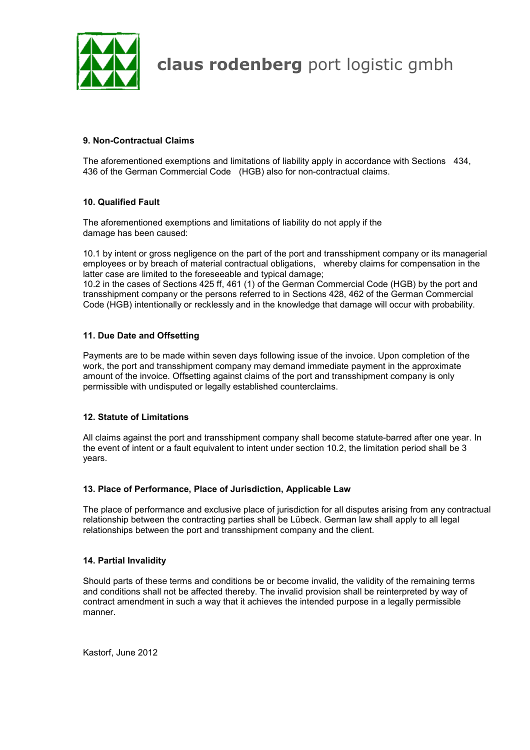**claus rodenberg** port logistic gmbh

### 9. Non-Contractual Claims

The aforementioned exemptions and limitations of liability apply in accordance with Sections 434, 436 of the German Commercial Code (HGB) also for non-contractual claims.

### 10. Qualified Fault

The aforementioned exemptions and limitations of liability do not apply if the damage has been caused:

10.1 by intent or gross negligence on the part of the port and transshipment company or its managerial employees or by breach of material contractual obligations, whereby claims for compensation in the latter case are limited to the foreseeable and typical damage;
10.2 in the cases of Sections 425 ff, 461 (1) of the German Commercial Code (HGB) by the port and transshipment company or the persons referred to in Sections 428, 462 of the German Commercial Code (HGB) intentionally or recklessly and in the knowledge that damage will occur with probability.

### 11. Due Date and Offsetting

Payments are to be made within seven days following issue of the invoice. Upon completion of the work, the port and transshipment company may demand immediate payment in the approximate amount of the invoice. Offsetting against claims of the port and transshipment company is only permissible with undisputed or legally established counterclaims.

### 12. Statute of Limitations

All claims against the port and transshipment company shall become statute-barred after one year. In the event of intent or a fault equivalent to intent under section 10.2, the limitation period shall be 3 years.

### 13. Place of Performance, Place of Jurisdiction, Applicable Law

The place of performance and exclusive place of jurisdiction for all disputes arising from any contractual relationship between the contracting parties shall be Lübeck. German law shall apply to all legal relationships between the port and transshipment company and the client.

### 14. Partial Invalidity

Should parts of these terms and conditions be or become invalid, the validity of the remaining terms and conditions shall not be affected thereby. The invalid provision shall be reinterpreted by way of contract amendment in such a way that it achieves the intended purpose in a legally permissible manner.

Kastorf, June 2012